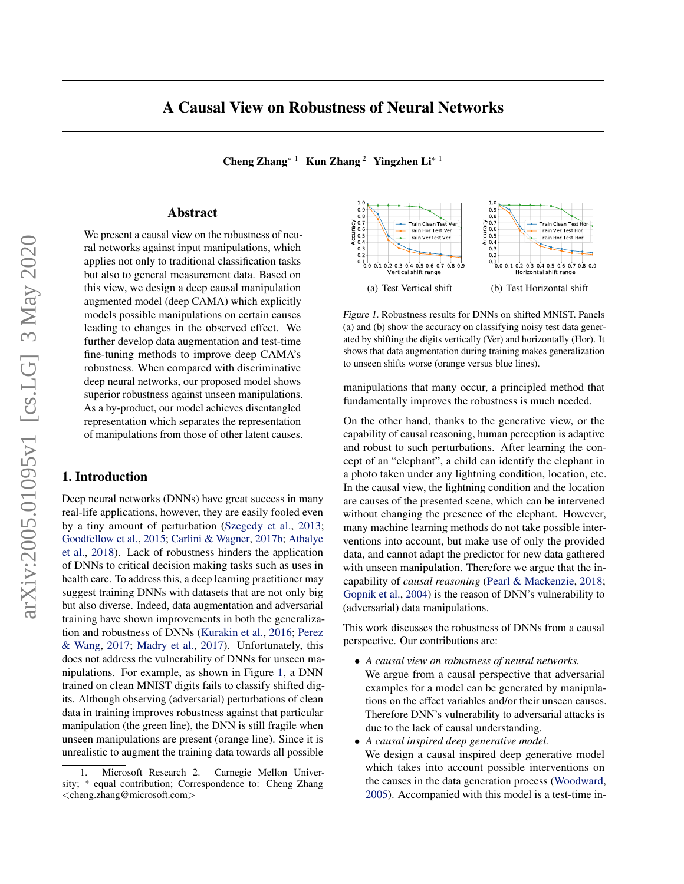# A Causal View on Robustness of Neural Networks

**Cheng Zhang**[* 1] **Kun Zhang**[2] **Yingzhen Li**[* 1]

## Abstract

We present a causal view on the robustness of neural networks against input manipulations, which applies not only to traditional classification tasks but also to general measurement data. Based on this view, we design a deep causal manipulation augmented model (deep CAMA) which explicitly models possible manipulations on certain causes leading to changes in the observed effect. We further develop data augmentation and test-time fine-tuning methods to improve deep CAMA's robustness. When compared with discriminative deep neural networks, our proposed model shows superior robustness against unseen manipulations. As a by-product, our model achieves disentangled representation which separates the representation of manipulations from those of other latent causes.

## 1. Introduction

Deep neural networks (DNNs) have great success in many real-life applications, however, they are easily fooled even by a tiny amount of perturbation (Szegedy et al., 2013; Goodfellow et al., 2015; Carlini & Wagner, 2017b; Athalye et al., 2018). Lack of robustness hinders the application of DNNs to critical decision making tasks such as uses in health care. To address this, a deep learning practitioner may suggest training DNNs with datasets that are not only big but also diverse. Indeed, data augmentation and adversarial training have shown improvements in both the generalization and robustness of DNNs (Kurakin et al., 2016; Perez & Wang, 2017; Madry et al., 2017). Unfortunately, this does not address the vulnerability of DNNs for unseen manipulations. For example, as shown in Figure 1, a DNN trained on clean MNIST digits fails to classify shifted digits. Although observing (adversarial) perturbations of clean data in training improves robustness against that particular manipulation (the green line), the DNN is still fragile when unseen manipulations are present (orange line). Since it is unrealistic to augment the training data towards all possible manipulations that many occur, a principled method that fundamentally improves the robustness is much needed.

(a) Test Vertical shift (b) Test Horizontal shift

*Figure 1.* Robustness results for DNNs on shifted MNIST. Panels (a) and (b) show the accuracy on classifying noisy test data generated by shifting the digits vertically (Ver) and horizontally (Hor). It shows that data augmentation during training makes generalization to unseen shifts worse (orange versus blue lines).

On the other hand, thanks to the generative view, or the capability of causal reasoning, human perception is adaptive and robust to such perturbations. After learning the concept of an "elephant", a child can identify the elephant in a photo taken under any lightning condition, location, etc. In the causal view, the lightning condition and the location are causes of the presented scene, which can be intervened without changing the presence of the elephant. However, many machine learning methods do not take possible interventions into account, but make use of only the provided data, and cannot adapt the predictor for new data gathered with unseen manipulation. Therefore we argue that the incapability of *causal reasoning* (Pearl & Mackenzie, 2018; Gopnik et al., 2004) is the reason of DNN's vulnerability to (adversarial) data manipulations.

This work discusses the robustness of DNNs from a causal perspective. Our contributions are:

- *A causal view on robustness of neural networks.* We argue from a causal perspective that adversarial examples for a model can be generated by manipulations on the effect variables and/or their unseen causes. Therefore DNN's vulnerability to adversarial attacks is due to the lack of causal understanding.
- *A causal inspired deep generative model.* We design a causal inspired deep generative model which takes into account possible interventions on the causes in the data generation process (Woodward, 2005). Accompanied with this model is a test-time in-

1. Microsoft Research 2. Carnegie Mellon University; * equal contribution; Correspondence to: Cheng Zhang <cheng.zhang@microsoft.com>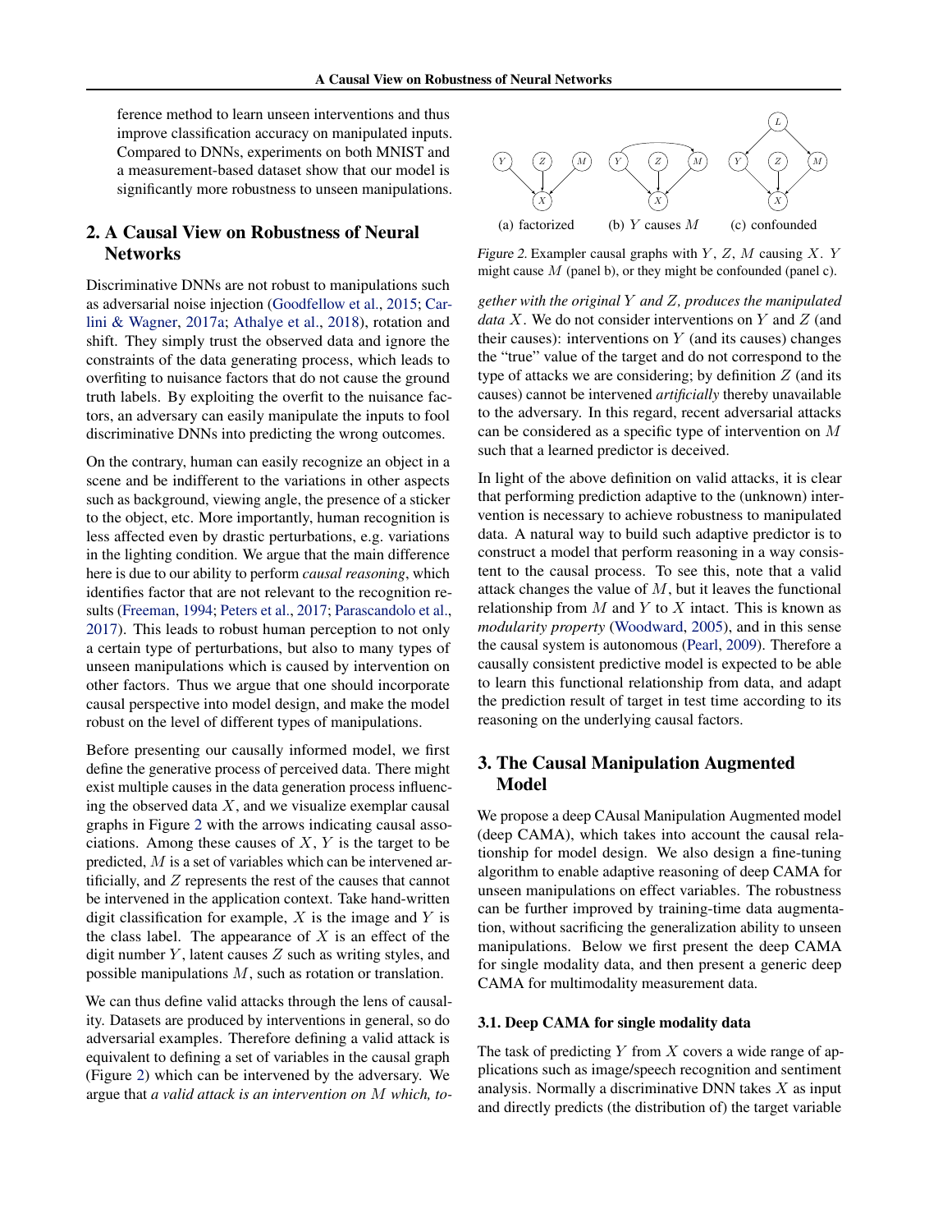ference method to learn unseen interventions and thus improve classification accuracy on manipulated inputs. Compared to DNNs, experiments on both MNIST and a measurement-based dataset show that our model is significantly more robustness to unseen manipulations.

## 2. A Causal View on Robustness of Neural Networks

Discriminative DNNs are not robust to manipulations such as adversarial noise injection (Goodfellow et al., 2015; Carlini & Wagner, 2017a; Athalye et al., 2018), rotation and shift. They simply trust the observed data and ignore the constraints of the data generating process, which leads to overfiting to nuisance factors that do not cause the ground truth labels. By exploiting the overfit to the nuisance factors, an adversary can easily manipulate the inputs to fool discriminative DNNs into predicting the wrong outcomes.

On the contrary, human can easily recognize an object in a scene and be indifferent to the variations in other aspects such as background, viewing angle, the presence of a sticker to the object, etc. More importantly, human recognition is less affected even by drastic perturbations, e.g. variations in the lighting condition. We argue that the main difference here is due to our ability to perform *causal reasoning*, which identifies factor that are not relevant to the recognition results (Freeman, 1994; Peters et al., 2017; Parascandolo et al., 2017). This leads to robust human perception to not only a certain type of perturbations, but also to many types of unseen manipulations which is caused by intervention on other factors. Thus we argue that one should incorporate causal perspective into model design, and make the model robust on the level of different types of manipulations.

Before presenting our causally informed model, we first define the generative process of perceived data. There might exist multiple causes in the data generation process influencing the observed data $X$, and we visualize exemplar causal graphs in Figure 2 with the arrows indicating causal associations. Among these causes of $X$, $Y$ is the target to be predicted, $M$ is a set of variables which can be intervened artificially, and $Z$ represents the rest of the causes that cannot be intervened in the application context. Take hand-written digit classification for example, $X$ is the image and $Y$ is the class label. The appearance of $X$ is an effect of the digit number $Y$, latent causes $Z$ such as writing styles, and possible manipulations $M$, such as rotation or translation.

We can thus define valid attacks through the lens of causality. Datasets are produced by interventions in general, so do adversarial examples. Therefore defining a valid attack is equivalent to defining a set of variables in the causal graph (Figure 2) which can be intervened by the adversary. We argue that *a valid attack is an intervention on $M$ which, together with the original $Y$ and $Z$, produces the manipulated data $X$*. We do not consider interventions on $Y$ and $Z$ (and their causes): interventions on $Y$ (and its causes) changes the "true" value of the target and do not correspond to the type of attacks we are considering; by definition $Z$ (and its causes) cannot be intervened *artificially* thereby unavailable to the adversary. In this regard, recent adversarial attacks can be considered as a specific type of intervention on $M$ such that a learned predictor is deceived.

(a) factorized (b) $Y$ causes $M$ (c) confounded

*Figure 2.* Exampler causal graphs with $Y$, $Z$, $M$ causing $X$. $Y$ might cause $M$ (panel b), or they might be confounded (panel c).

In light of the above definition on valid attacks, it is clear that performing prediction adaptive to the (unknown) intervention is necessary to achieve robustness to manipulated data. A natural way to build such adaptive predictor is to construct a model that perform reasoning in a way consistent to the causal process. To see this, note that a valid attack changes the value of $M$, but it leaves the functional relationship from $M$ and $Y$ to $X$ intact. This is known as *modularity property* (Woodward, 2005), and in this sense the causal system is autonomous (Pearl, 2009). Therefore a causally consistent predictive model is expected to be able to learn this functional relationship from data, and adapt the prediction result of target in test time according to its reasoning on the underlying causal factors.

## 3. The Causal Manipulation Augmented Model

We propose a deep CAusal Manipulation Augmented model (deep CAMA), which takes into account the causal relationship for model design. We also design a fine-tuning algorithm to enable adaptive reasoning of deep CAMA for unseen manipulations on effect variables. The robustness can be further improved by training-time data augmentation, without sacrificing the generalization ability to unseen manipulations. Below we first present the deep CAMA for single modality data, and then present a generic deep CAMA for multimodality measurement data.

### 3.1. Deep CAMA for single modality data

The task of predicting $Y$ from $X$ covers a wide range of applications such as image/speech recognition and sentiment analysis. Normally a discriminative DNN takes $X$ as input and directly predicts (the distribution of) the target variable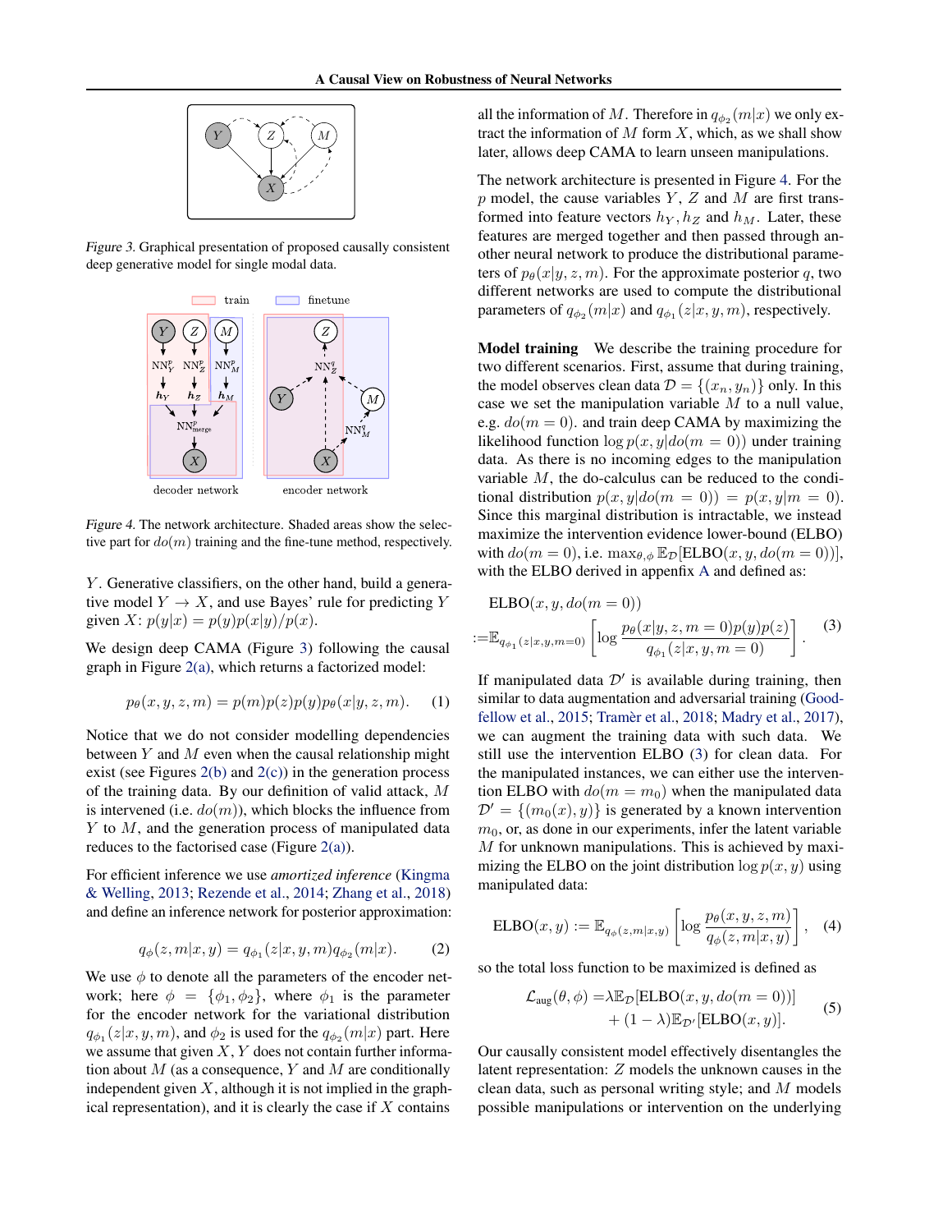Figure 3. Graphical presentation of proposed causally consistent deep generative model for single modal data.

Figure 4. The network architecture. Shaded areas show the selective part for $do(m)$ training and the fine-tune method, respectively.

$Y$. Generative classifiers, on the other hand, build a generative model $Y \to X$, and use Bayes' rule for predicting $Y$ given $X$: $p(y|x) = p(y)p(x|y)/p(x)$.

We design deep CAMA (Figure 3) following the causal graph in Figure 2(a), which returns a factorized model:

$$p_\theta(x, y, z, m) = p(m)p(z)p(y)p_\theta(x|y, z, m). \quad (1)$$

Notice that we do not consider modelling dependencies between $Y$ and $M$ even when the causal relationship might exist (see Figures 2(b) and 2(c)) in the generation process of the training data. By our definition of valid attack, $M$ is intervened (i.e. $do(m)$), which blocks the influence from $Y$ to $M$, and the generation process of manipulated data reduces to the factorised case (Figure 2(a)).

For efficient inference we use *amortized inference* (Kingma & Welling, 2013; Rezende et al., 2014; Zhang et al., 2018) and define an inference network for posterior approximation:

$$q_\phi(z, m|x, y) = q_{\phi_1}(z|x, y, m)q_{\phi_2}(m|x). \quad (2)$$

We use $\phi$ to denote all the parameters of the encoder network; here $\phi = \{\phi_1, \phi_2\}$, where $\phi_1$ is the parameter for the encoder network for the variational distribution $q_{\phi_1}(z|x, y, m)$, and $\phi_2$ is used for the $q_{\phi_2}(m|x)$ part. Here we assume that given $X$, $Y$ does not contain further information about $M$ (as a consequence, $Y$ and $M$ are conditionally independent given $X$, although it is not implied in the graphical representation), and it is clearly the case if $X$ contains all the information of $M$. Therefore in $q_{\phi_2}(m|x)$ we only extract the information of $M$ form $X$, which, as we shall show later, allows deep CAMA to learn unseen manipulations.

The network architecture is presented in Figure 4. For the $p$ model, the cause variables $Y$, $Z$ and $M$ are first transformed into feature vectors $h_Y, h_Z$ and $h_M$. Later, these features are merged together and then passed through another neural network to produce the distributional parameters of $p_\theta(x|y, z, m)$. For the approximate posterior $q$, two different networks are used to compute the distributional parameters of $q_{\phi_2}(m|x)$ and $q_{\phi_1}(z|x, y, m)$, respectively.

**Model training** We describe the training procedure for two different scenarios. First, assume that during training, the model observes clean data $\mathcal{D} = \{(x_n, y_n)\}$ only. In this case we set the manipulation variable $M$ to a null value, e.g. $do(m = 0)$. and train deep CAMA by maximizing the likelihood function $\log p(x, y|do(m = 0))$ under training data. As there is no incoming edges to the manipulation variable $M$, the do-calculus can be reduced to the conditional distribution $p(x, y|do(m = 0)) = p(x, y|m = 0)$. Since this marginal distribution is intractable, we instead maximize the intervention evidence lower-bound (ELBO) with $do(m = 0)$, i.e. $\max_{\theta,\phi} \mathbb{E}_\mathcal{D}[\text{ELBO}(x, y, do(m = 0))]$, with the ELBO derived in appenfix A and defined as:

$$\begin{aligned}&\text{ELBO}(x, y, do(m = 0))\\ :=&\mathbb{E}_{q_{\phi_1}(z|x,y,m=0)}\left[\log \frac{p_\theta(x|y, z, m = 0)p(y)p(z)}{q_{\phi_1}(z|x, y, m = 0)}\right]. \end{aligned} \quad (3)$$

If manipulated data $\mathcal{D}'$ is available during training, then similar to data augmentation and adversarial training (Goodfellow et al., 2015; Tramèr et al., 2018; Madry et al., 2017), we can augment the training data with such data. We still use the intervention ELBO (3) for clean data. For the manipulated instances, we can either use the intervention ELBO with $do(m = m_0)$ when the manipulated data $\mathcal{D}' = \{(m_0(x), y)\}$ is generated by a known intervention $m_0$, or, as done in our experiments, infer the latent variable $M$ for unknown manipulations. This is achieved by maximizing the ELBO on the joint distribution $\log p(x, y)$ using manipulated data:

$$\text{ELBO}(x, y) := \mathbb{E}_{q_\phi(z,m|x,y)}\left[\log \frac{p_\theta(x, y, z, m)}{q_\phi(z, m|x, y)}\right], \quad (4)$$

so the total loss function to be maximized is defined as

$$\begin{aligned}\mathcal{L}_{\text{aug}}(\theta, \phi) =&\lambda\mathbb{E}_\mathcal{D}[\text{ELBO}(x, y, do(m = 0))]\\ &+ (1 - \lambda)\mathbb{E}_{\mathcal{D}'}[\text{ELBO}(x, y)].\end{aligned} \quad (5)$$

Our causally consistent model effectively disentangles the latent representation: $Z$ models the unknown causes in the clean data, such as personal writing style; and $M$ models possible manipulations or intervention on the underlying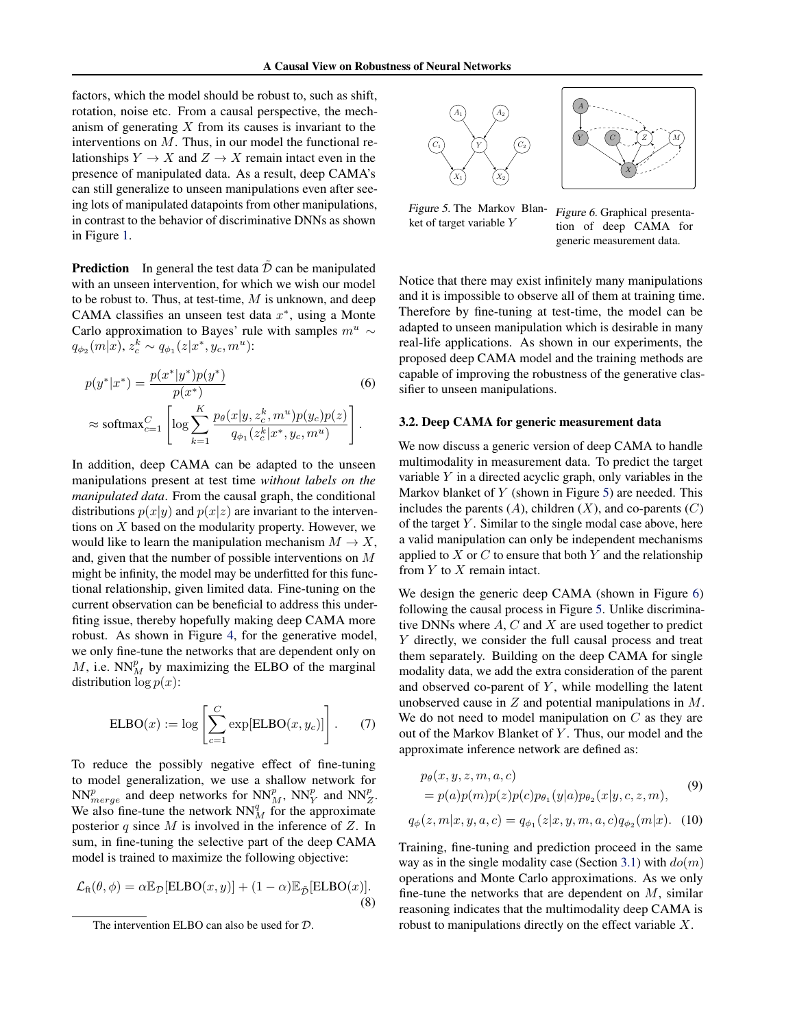factors, which the model should be robust to, such as shift, rotation, noise etc. From a causal perspective, the mechanism of generating $X$ from its causes is invariant to the interventions on $M$. Thus, in our model the functional relationships $Y \to X$ and $Z \to X$ remain intact even in the presence of manipulated data. As a result, deep CAMA's can still generalize to unseen manipulations even after seeing lots of manipulated datapoints from other manipulations, in contrast to the behavior of discriminative DNNs as shown in Figure 1.

**Prediction** In general the test data $\tilde{\mathcal{D}}$ can be manipulated with an unseen intervention, for which we wish our model to be robust to. Thus, at test-time, $M$ is unknown, and deep CAMA classifies an unseen test data $x^*$, using a Monte Carlo approximation to Bayes' rule with samples $m^u \sim q_{\phi_2}(m|x)$, $z_c^k \sim q_{\phi_1}(z|x^*, y_c, m^u)$:

$$p(y^*|x^*) = \frac{p(x^*|y^*)p(y^*)}{p(x^*)} \tag{6}$$

$$\approx \text{softmax}_{c=1}^{C}\left[\log \sum_{k=1}^{K} \frac{p_\theta(x|y, z_c^k, m^u)p(y_c)p(z)}{q_{\phi_1}(z_c^k|x^*, y_c, m^u)}\right].$$

In addition, deep CAMA can be adapted to the unseen manipulations present at test time *without labels on the manipulated data*. From the causal graph, the conditional distributions $p(x|y)$ and $p(x|z)$ are invariant to the interventions on $X$ based on the modularity property. However, we would like to learn the manipulation mechanism $M \to X$, and, given that the number of possible interventions on $M$ might be infinity, the model may be underfitted for this functional relationship, given limited data. Fine-tuning on the current observation can be beneficial to address this underfitting issue, thereby hopefully making deep CAMA more robust. As shown in Figure 4, for the generative model, we only fine-tune the networks that are dependent only on $M$, i.e. $\text{NN}_M^p$ by maximizing the ELBO of the marginal distribution $\log p(x)$:

$$\text{ELBO}(x) := \log\left[\sum_{c=1}^{C} \exp[\text{ELBO}(x, y_c)]\right]. \tag{7}$$

To reduce the possibly negative effect of fine-tuning to model generalization, we use a shallow network for $\text{NN}_{merge}^p$ and deep networks for $\text{NN}_M^p$, $\text{NN}_Y^p$ and $\text{NN}_Z^p$. We also fine-tune the network $\text{NN}_M^q$ for the approximate posterior $q$ since $M$ is involved in the inference of $Z$. In sum, in fine-tuning the selective part of the deep CAMA model is trained to maximize the following objective:

$$\mathcal{L}_{\text{ft}}(\theta, \phi) = \alpha \mathbb{E}_{\mathcal{D}}[\text{ELBO}(x, y)] + (1 - \alpha)\mathbb{E}_{\tilde{\mathcal{D}}}[\text{ELBO}(x)]. \tag{8}$$

The intervention ELBO can also be used for $\mathcal{D}$.

Figure 5. The Markov Blanket of target variable $Y$

Figure 6. Graphical presentation of deep CAMA for generic measurement data.

Notice that there may exist infinitely many manipulations and it is impossible to observe all of them at training time. Therefore by fine-tuning at test-time, the model can be adapted to unseen manipulation which is desirable in many real-life applications. As shown in our experiments, the proposed deep CAMA model and the training methods are capable of improving the robustness of the generative classifier to unseen manipulations.

### 3.2. Deep CAMA for generic measurement data

We now discuss a generic version of deep CAMA to handle multimodality in measurement data. To predict the target variable $Y$ in a directed acyclic graph, only variables in the Markov blanket of $Y$ (shown in Figure 5) are needed. This includes the parents ($A$), children ($X$), and co-parents ($C$) of the target $Y$. Similar to the single modal case above, here a valid manipulation can only be independent mechanisms applied to $X$ or $C$ to ensure that both $Y$ and the relationship from $Y$ to $X$ remain intact.

We design the generic deep CAMA (shown in Figure 6) following the causal process in Figure 5. Unlike discriminative DNNs where $A$, $C$ and $X$ are used together to predict $Y$ directly, we consider the full causal process and treat them separately. Building on the deep CAMA for single modality data, we add the extra consideration of the parent and observed co-parent of $Y$, while modelling the latent unobserved cause in $Z$ and potential manipulations in $M$. We do not need to model manipulation on $C$ as they are out of the Markov Blanket of $Y$. Thus, our model and the approximate inference network are defined as:

$$\begin{aligned} &p_\theta(x, y, z, m, a, c) \\ &= p(a)p(m)p(z)p(c)p_{\theta_1}(y|a)p_{\theta_2}(x|y, c, z, m), \end{aligned} \tag{9}$$

$$q_\phi(z, m|x, y, a, c) = q_{\phi_1}(z|x, y, m, a, c)q_{\phi_2}(m|x). \tag{10}$$

Training, fine-tuning and prediction proceed in the same way as in the single modality case (Section 3.1) with $do(m)$ operations and Monte Carlo approximations. As we only fine-tune the networks that are dependent on $M$, similar reasoning indicates that the multimodality deep CAMA is robust to manipulations directly on the effect variable $X$.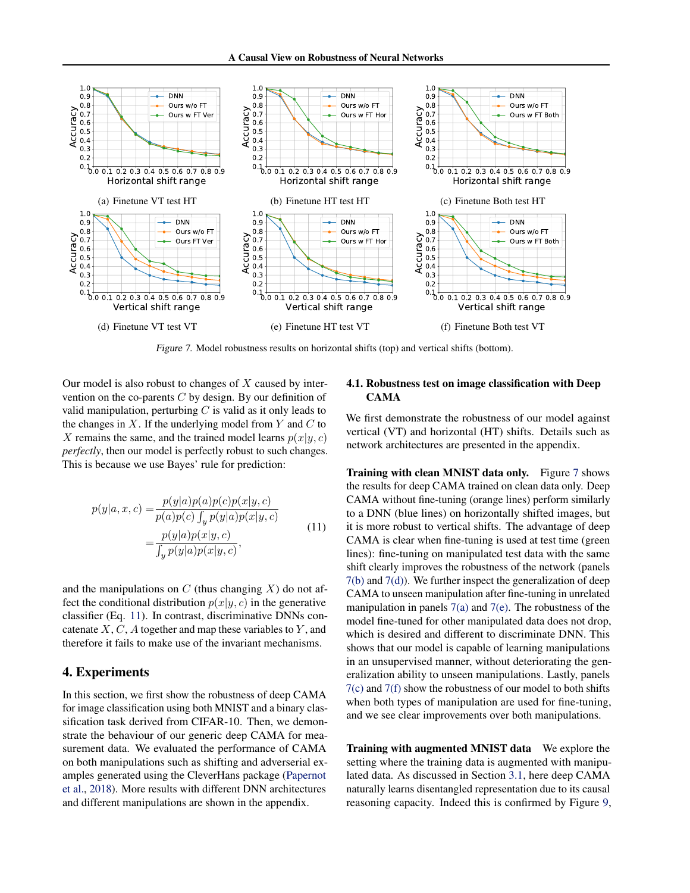(a) Finetune VT test HT

(b) Finetune HT test HT

(c) Finetune Both test HT

(d) Finetune VT test VT

(e) Finetune HT test VT

(f) Finetune Both test VT

*Figure 7.* Model robustness results on horizontal shifts (top) and vertical shifts (bottom).

Our model is also robust to changes of $X$ caused by intervention on the co-parents $C$ by design. By our definition of valid manipulation, perturbing $C$ is valid as it only leads to the changes in $X$. If the underlying model from $Y$ and $C$ to $X$ remains the same, and the trained model learns $p(x|y,c)$ *perfectly*, then our model is perfectly robust to such changes. This is because we use Bayes' rule for prediction:

$$
\begin{aligned}
p(y|a,x,c) =& \frac{p(y|a)p(a)p(c)p(x|y,c)}{p(a)p(c)\int_y p(y|a)p(x|y,c)} \\
=& \frac{p(y|a)p(x|y,c)}{\int_y p(y|a)p(x|y,c)},
\end{aligned} \tag{11}
$$

and the manipulations on $C$ (thus changing $X$) do not affect the conditional distribution $p(x|y,c)$ in the generative classifier (Eq. 11). In contrast, discriminative DNNs concatenate $X$, $C$, $A$ together and map these variables to $Y$, and therefore it fails to make use of the invariant mechanisms.

# 4. Experiments

In this section, we first show the robustness of deep CAMA for image classification using both MNIST and a binary classification task derived from CIFAR-10. Then, we demonstrate the behaviour of our generic deep CAMA for measurement data. We evaluated the performance of CAMA on both manipulations such as shifting and adverserial examples generated using the CleverHans package (Papernot et al., 2018). More results with different DNN architectures and different manipulations are shown in the appendix.

## 4.1. Robustness test on image classification with Deep CAMA

We first demonstrate the robustness of our model against vertical (VT) and horizontal (HT) shifts. Details such as network architectures are presented in the appendix.

**Training with clean MNIST data only.** Figure 7 shows the results for deep CAMA trained on clean data only. Deep CAMA without fine-tuning (orange lines) perform similarly to a DNN (blue lines) on horizontally shifted images, but it is more robust to vertical shifts. The advantage of deep CAMA is clear when fine-tuning is used at test time (green lines): fine-tuning on manipulated test data with the same shift clearly improves the robustness of the network (panels 7(b) and 7(d)). We further inspect the generalization of deep CAMA to unseen manipulation after fine-tuning in unrelated manipulation in panels 7(a) and 7(e). The robustness of the model fine-tuned for other manipulated data does not drop, which is desired and different to discriminate DNN. This shows that our model is capable of learning manipulations in an unsupervised manner, without deteriorating the generalization ability to unseen manipulations. Lastly, panels 7(c) and 7(f) show the robustness of our model to both shifts when both types of manipulation are used for fine-tuning, and we see clear improvements over both manipulations.

**Training with augmented MNIST data** We explore the setting where the training data is augmented with manipulated data. As discussed in Section 3.1, here deep CAMA naturally learns disentangled representation due to its causal reasoning capacity. Indeed this is confirmed by Figure 9,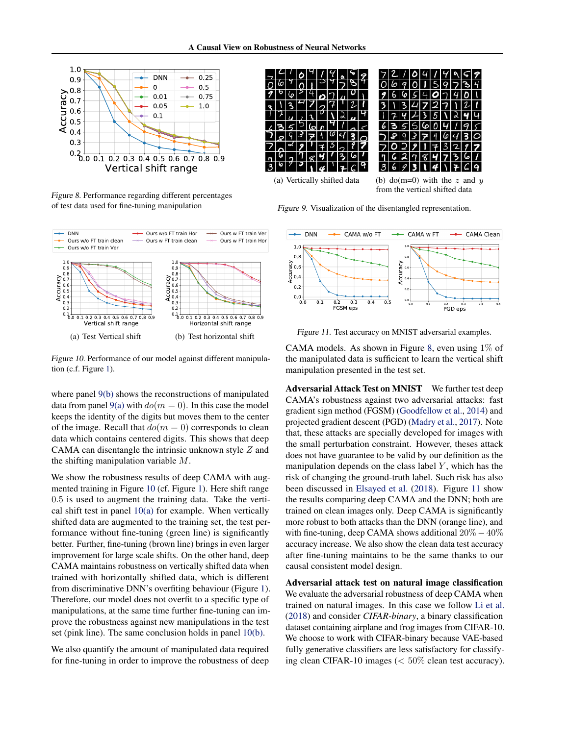Figure 8. Performance regarding different percentages of test data used for fine-tuning manipulation

(a) Vertically shifted data

(b) do(m=0) with the $z$ and $y$ from the vertical shifted data

Figure 9. Visualization of the disentangled representation.

(a) Test Vertical shift

(b) Test horizontal shift

Figure 10. Performance of our model against different manipulation (c.f. Figure 1).

where panel 9(b) shows the reconstructions of manipulated data from panel 9(a) with $do(m = 0)$. In this case the model keeps the identity of the digits but moves them to the center of the image. Recall that $do(m = 0)$ corresponds to clean data which contains centered digits. This shows that deep CAMA can disentangle the intrinsic unknown style $Z$ and the shifting manipulation variable $M$.

We show the robustness results of deep CAMA with augmented training in Figure 10 (cf. Figure 1). Here shift range 0.5 is used to augment the training data. Take the vertical shift test in panel 10(a) for example. When vertically shifted data are augmented to the training set, the test performance without fine-tuning (green line) is significantly better. Further, fine-tuning (brown line) brings in even larger improvement for large scale shifts. On the other hand, deep CAMA maintains robustness on vertically shifted data when trained with horizontally shifted data, which is different from discriminative DNN's overfitting behaviour (Figure 1). Therefore, our model does not overfit to a specific type of manipulations, at the same time further fine-tuning can improve the robustness against new manipulations in the test set (pink line). The same conclusion holds in panel 10(b).

We also quantify the amount of manipulated data required for fine-tuning in order to improve the robustness of deep CAMA models. As shown in Figure 8, even using 1% of the manipulated data is sufficient to learn the vertical shift manipulation presented in the test set.

Figure 11. Test accuracy on MNIST adversarial examples.

**Adversarial Attack Test on MNIST** We further test deep CAMA's robustness against two adversarial attacks: fast gradient sign method (FGSM) (Goodfellow et al., 2014) and projected gradient descent (PGD) (Madry et al., 2017). Note that, these attacks are specially developed for images with the small perturbation constraint. However, theses attack does not have guarantee to be valid by our definition as the manipulation depends on the class label $Y$, which has the risk of changing the ground-truth label. Such risk has also been discussed in Elsayed et al. (2018). Figure 11 show the results comparing deep CAMA and the DNN; both are trained on clean images only. Deep CAMA is significantly more robust to both attacks than the DNN (orange line), and with fine-tuning, deep CAMA shows additional $20\% - 40\%$ accuracy increase. We also show the clean data test accuracy after fine-tuning maintains to be the same thanks to our causal consistent model design.

**Adversarial attack test on natural image classification** We evaluate the adversarial robustness of deep CAMA when trained on natural images. In this case we follow Li et al. (2018) and consider *CIFAR-binary*, a binary classification dataset containing airplane and frog images from CIFAR-10. We choose to work with CIFAR-binary because VAE-based fully generative classifiers are less satisfactory for classifying clean CIFAR-10 images ($< 50\%$ clean test accuracy).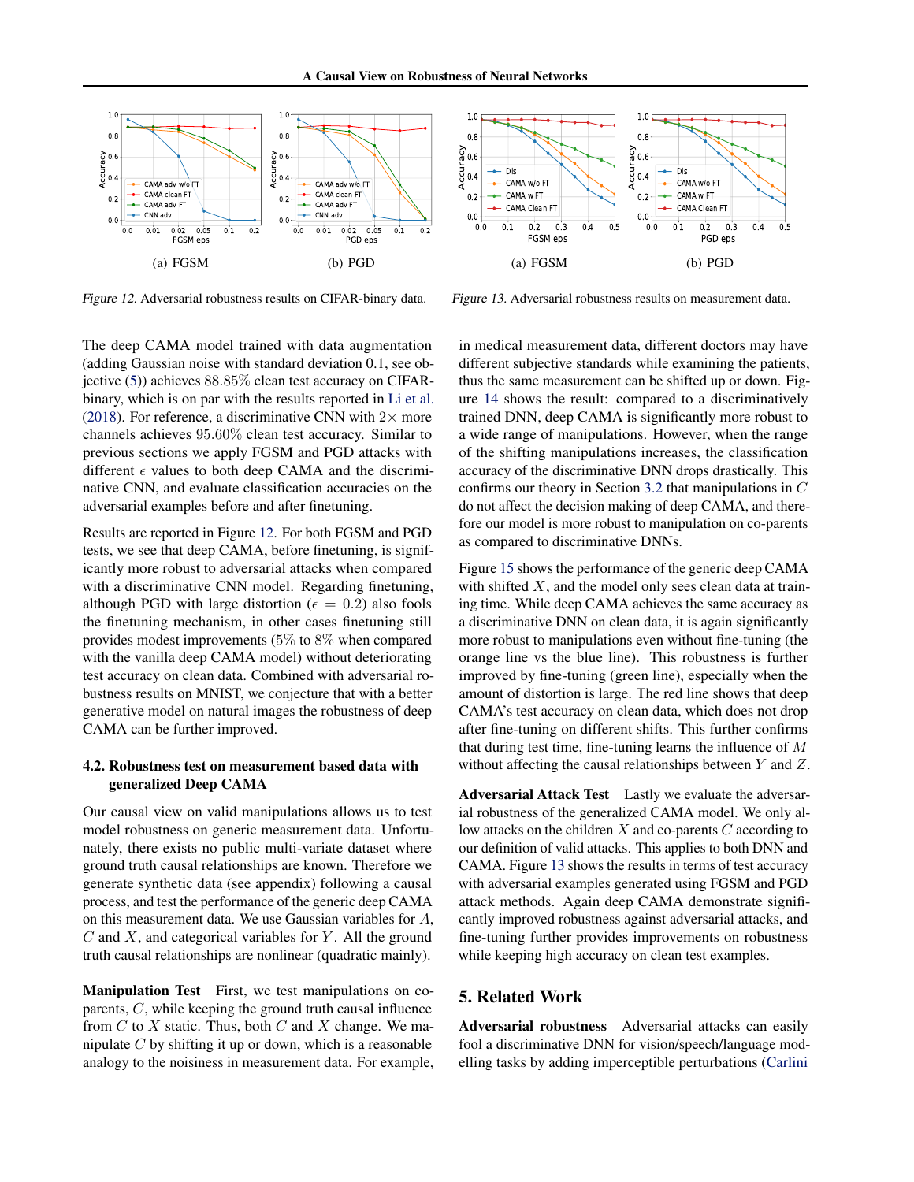(a) FGSM (b) PGD

*Figure 12.* Adversarial robustness results on CIFAR-binary data.

(a) FGSM (b) PGD

*Figure 13.* Adversarial robustness results on measurement data.

The deep CAMA model trained with data augmentation (adding Gaussian noise with standard deviation 0.1, see objective (5)) achieves 88.85% clean test accuracy on CIFAR-binary, which is on par with the results reported in Li et al. (2018). For reference, a discriminative CNN with $2\times$ more channels achieves 95.60% clean test accuracy. Similar to previous sections we apply FGSM and PGD attacks with different $\epsilon$ values to both deep CAMA and the discriminative CNN, and evaluate classification accuracies on the adversarial examples before and after finetuning.

Results are reported in Figure 12. For both FGSM and PGD tests, we see that deep CAMA, before finetuning, is significantly more robust to adversarial attacks when compared with a discriminative CNN model. Regarding finetuning, although PGD with large distortion ($\epsilon = 0.2$) also fools the finetuning mechanism, in other cases finetuning still provides modest improvements (5% to 8% when compared with the vanilla deep CAMA model) without deteriorating test accuracy on clean data. Combined with adversarial robustness results on MNIST, we conjecture that with a better generative model on natural images the robustness of deep CAMA can be further improved.

### 4.2. Robustness test on measurement based data with generalized Deep CAMA

Our causal view on valid manipulations allows us to test model robustness on generic measurement data. Unfortunately, there exists no public multi-variate dataset where ground truth causal relationships are known. Therefore we generate synthetic data (see appendix) following a causal process, and test the performance of the generic deep CAMA on this measurement data. We use Gaussian variables for $A$, $C$ and $X$, and categorical variables for $Y$. All the ground truth causal relationships are nonlinear (quadratic mainly).

**Manipulation Test** First, we test manipulations on co-parents, $C$, while keeping the ground truth causal influence from $C$ to $X$ static. Thus, both $C$ and $X$ change. We manipulate $C$ by shifting it up or down, which is a reasonable analogy to the noisiness in measurement data. For example, in medical measurement data, different doctors may have different subjective standards while examining the patients, thus the same measurement can be shifted up or down. Figure 14 shows the result: compared to a discriminatively trained DNN, deep CAMA is significantly more robust to a wide range of manipulations. However, when the range of the shifting manipulations increases, the classification accuracy of the discriminative DNN drops drastically. This confirms our theory in Section 3.2 that manipulations in $C$ do not affect the decision making of deep CAMA, and therefore our model is more robust to manipulation on co-parents as compared to discriminative DNNs.

Figure 15 shows the performance of the generic deep CAMA with shifted $X$, and the model only sees clean data at training time. While deep CAMA achieves the same accuracy as a discriminative DNN on clean data, it is again significantly more robust to manipulations even without fine-tuning (the orange line vs the blue line). This robustness is further improved by fine-tuning (green line), especially when the amount of distortion is large. The red line shows that deep CAMA's test accuracy on clean data, which does not drop after fine-tuning on different shifts. This further confirms that during test time, fine-tuning learns the influence of $M$ without affecting the causal relationships between $Y$ and $Z$.

**Adversarial Attack Test** Lastly we evaluate the adversarial robustness of the generalized CAMA model. We only allow attacks on the children $X$ and co-parents $C$ according to our definition of valid attacks. This applies to both DNN and CAMA. Figure 13 shows the results in terms of test accuracy with adversarial examples generated using FGSM and PGD attack methods. Again deep CAMA demonstrate significantly improved robustness against adversarial attacks, and fine-tuning further provides improvements on robustness while keeping high accuracy on clean test examples.

## 5. Related Work

**Adversarial robustness** Adversarial attacks can easily fool a discriminative DNN for vision/speech/language modelling tasks by adding imperceptible perturbations (Carlini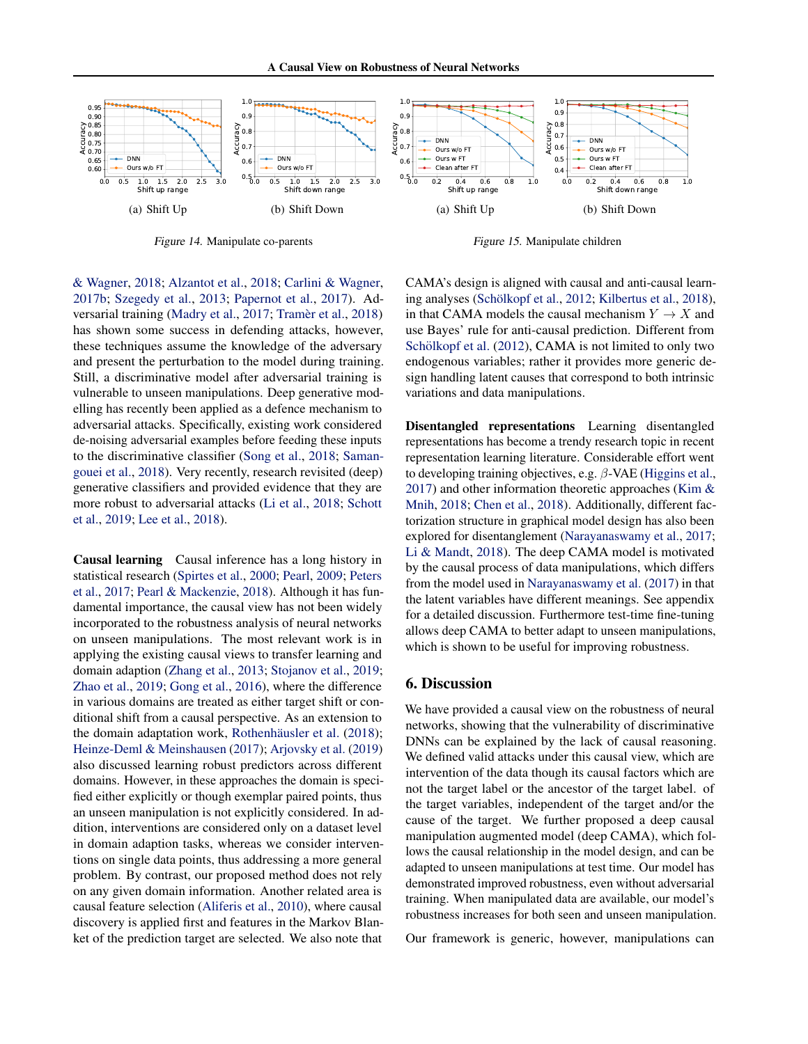(a) Shift Up

(b) Shift Down

*Figure 14.* Manipulate co-parents

(a) Shift Up

(b) Shift Down

*Figure 15.* Manipulate children

& Wagner, 2018; Alzantot et al., 2018; Carlini & Wagner, 2017b; Szegedy et al., 2013; Papernot et al., 2017). Adversarial training (Madry et al., 2017; Tramèr et al., 2018) has shown some success in defending attacks, however, these techniques assume the knowledge of the adversary and present the perturbation to the model during training. Still, a discriminative model after adversarial training is vulnerable to unseen manipulations. Deep generative modelling has recently been applied as a defence mechanism to adversarial attacks. Specifically, existing work considered de-noising adversarial examples before feeding these inputs to the discriminative classifier (Song et al., 2018; Samangouei et al., 2018). Very recently, research revisited (deep) generative classifiers and provided evidence that they are more robust to adversarial attacks (Li et al., 2018; Schott et al., 2019; Lee et al., 2018).

**Causal learning** Causal inference has a long history in statistical research (Spirtes et al., 2000; Pearl, 2009; Peters et al., 2017; Pearl & Mackenzie, 2018). Although it has fundamental importance, the causal view has not been widely incorporated to the robustness analysis of neural networks on unseen manipulations. The most relevant work is in applying the existing causal views to transfer learning and domain adaption (Zhang et al., 2013; Stojanov et al., 2019; Zhao et al., 2019; Gong et al., 2016), where the difference in various domains are treated as either target shift or conditional shift from a causal perspective. As an extension to the domain adaptation work, Rothenhäusler et al. (2018); Heinze-Deml & Meinshausen (2017); Arjovsky et al. (2019) also discussed learning robust predictors across different domains. However, in these approaches the domain is specified either explicitly or though exemplar paired points, thus an unseen manipulation is not explicitly considered. In addition, interventions are considered only on a dataset level in domain adaption tasks, whereas we consider interventions on single data points, thus addressing a more general problem. By contrast, our proposed method does not rely on any given domain information. Another related area is causal feature selection (Aliferis et al., 2010), where causal discovery is applied first and features in the Markov Blanket of the prediction target are selected. We also note that CAMA's design is aligned with causal and anti-causal learning analyses (Schölkopf et al., 2012; Kilbertus et al., 2018), in that CAMA models the causal mechanism $Y \rightarrow X$ and use Bayes' rule for anti-causal prediction. Different from Schölkopf et al. (2012), CAMA is not limited to only two endogenous variables; rather it provides more generic design handling latent causes that correspond to both intrinsic variations and data manipulations.

**Disentangled representations** Learning disentangled representations has become a trendy research topic in recent representation learning literature. Considerable effort went to developing training objectives, e.g. $\beta$-VAE (Higgins et al., 2017) and other information theoretic approaches (Kim & Mnih, 2018; Chen et al., 2018). Additionally, different factorization structure in graphical model design has also been explored for disentanglement (Narayanaswamy et al., 2017; Li & Mandt, 2018). The deep CAMA model is motivated by the causal process of data manipulations, which differs from the model used in Narayanaswamy et al. (2017) in that the latent variables have different meanings. See appendix for a detailed discussion. Furthermore test-time fine-tuning allows deep CAMA to better adapt to unseen manipulations, which is shown to be useful for improving robustness.

## 6. Discussion

We have provided a causal view on the robustness of neural networks, showing that the vulnerability of discriminative DNNs can be explained by the lack of causal reasoning. We defined valid attacks under this causal view, which are intervention of the data though its causal factors which are not the target label or the ancestor of the target label. of the target variables, independent of the target and/or the cause of the target. We further proposed a deep causal manipulation augmented model (deep CAMA), which follows the causal relationship in the model design, and can be adapted to unseen manipulations at test time. Our model has demonstrated improved robustness, even without adversarial training. When manipulated data are available, our model's robustness increases for both seen and unseen manipulation.

Our framework is generic, however, manipulations can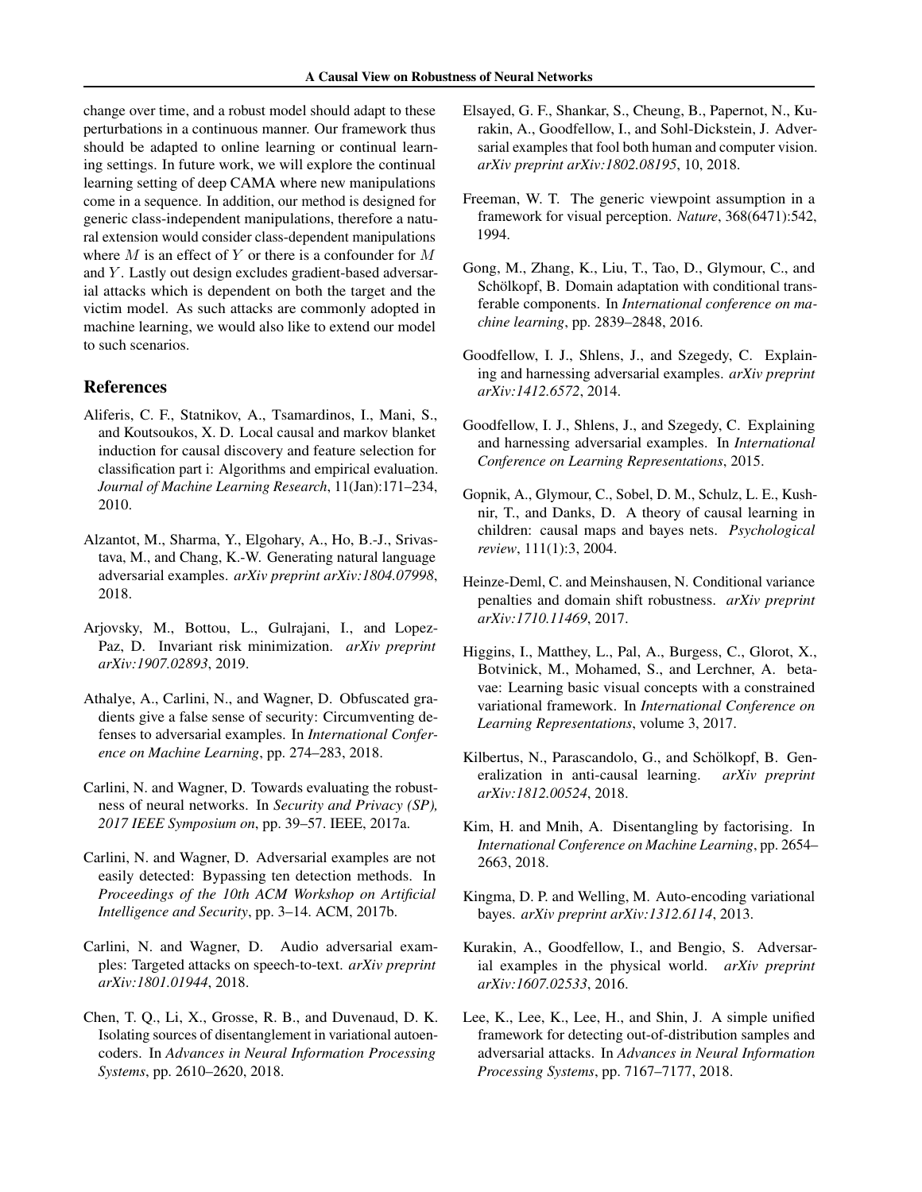change over time, and a robust model should adapt to these perturbations in a continuous manner. Our framework thus should be adapted to online learning or continual learning settings. In future work, we will explore the continual learning setting of deep CAMA where new manipulations come in a sequence. In addition, our method is designed for generic class-independent manipulations, therefore a natural extension would consider class-dependent manipulations where $M$ is an effect of $Y$ or there is a confounder for $M$ and $Y$. Lastly out design excludes gradient-based adversarial attacks which is dependent on both the target and the victim model. As such attacks are commonly adopted in machine learning, we would also like to extend our model to such scenarios.

## References

Aliferis, C. F., Statnikov, A., Tsamardinos, I., Mani, S., and Koutsoukos, X. D. Local causal and markov blanket induction for causal discovery and feature selection for classification part i: Algorithms and empirical evaluation. *Journal of Machine Learning Research*, 11(Jan):171–234, 2010.

Alzantot, M., Sharma, Y., Elgohary, A., Ho, B.-J., Srivastava, M., and Chang, K.-W. Generating natural language adversarial examples. *arXiv preprint arXiv:1804.07998*, 2018.

Arjovsky, M., Bottou, L., Gulrajani, I., and Lopez-Paz, D. Invariant risk minimization. *arXiv preprint arXiv:1907.02893*, 2019.

Athalye, A., Carlini, N., and Wagner, D. Obfuscated gradients give a false sense of security: Circumventing defenses to adversarial examples. In *International Conference on Machine Learning*, pp. 274–283, 2018.

Carlini, N. and Wagner, D. Towards evaluating the robustness of neural networks. In *Security and Privacy (SP), 2017 IEEE Symposium on*, pp. 39–57. IEEE, 2017a.

Carlini, N. and Wagner, D. Adversarial examples are not easily detected: Bypassing ten detection methods. In *Proceedings of the 10th ACM Workshop on Artificial Intelligence and Security*, pp. 3–14. ACM, 2017b.

Carlini, N. and Wagner, D. Audio adversarial examples: Targeted attacks on speech-to-text. *arXiv preprint arXiv:1801.01944*, 2018.

Chen, T. Q., Li, X., Grosse, R. B., and Duvenaud, D. K. Isolating sources of disentanglement in variational autoencoders. In *Advances in Neural Information Processing Systems*, pp. 2610–2620, 2018.

Elsayed, G. F., Shankar, S., Cheung, B., Papernot, N., Kurakin, A., Goodfellow, I., and Sohl-Dickstein, J. Adversarial examples that fool both human and computer vision. *arXiv preprint arXiv:1802.08195*, 10, 2018.

Freeman, W. T. The generic viewpoint assumption in a framework for visual perception. *Nature*, 368(6471):542, 1994.

Gong, M., Zhang, K., Liu, T., Tao, D., Glymour, C., and Schölkopf, B. Domain adaptation with conditional transferable components. In *International conference on machine learning*, pp. 2839–2848, 2016.

Goodfellow, I. J., Shlens, J., and Szegedy, C. Explaining and harnessing adversarial examples. *arXiv preprint arXiv:1412.6572*, 2014.

Goodfellow, I. J., Shlens, J., and Szegedy, C. Explaining and harnessing adversarial examples. In *International Conference on Learning Representations*, 2015.

Gopnik, A., Glymour, C., Sobel, D. M., Schulz, L. E., Kushnir, T., and Danks, D. A theory of causal learning in children: causal maps and bayes nets. *Psychological review*, 111(1):3, 2004.

Heinze-Deml, C. and Meinshausen, N. Conditional variance penalties and domain shift robustness. *arXiv preprint arXiv:1710.11469*, 2017.

Higgins, I., Matthey, L., Pal, A., Burgess, C., Glorot, X., Botvinick, M., Mohamed, S., and Lerchner, A. beta-vae: Learning basic visual concepts with a constrained variational framework. In *International Conference on Learning Representations*, volume 3, 2017.

Kilbertus, N., Parascandolo, G., and Schölkopf, B. Generalization in anti-causal learning. *arXiv preprint arXiv:1812.00524*, 2018.

Kim, H. and Mnih, A. Disentangling by factorising. In *International Conference on Machine Learning*, pp. 2654–2663, 2018.

Kingma, D. P. and Welling, M. Auto-encoding variational bayes. *arXiv preprint arXiv:1312.6114*, 2013.

Kurakin, A., Goodfellow, I., and Bengio, S. Adversarial examples in the physical world. *arXiv preprint arXiv:1607.02533*, 2016.

Lee, K., Lee, K., Lee, H., and Shin, J. A simple unified framework for detecting out-of-distribution samples and adversarial attacks. In *Advances in Neural Information Processing Systems*, pp. 7167–7177, 2018.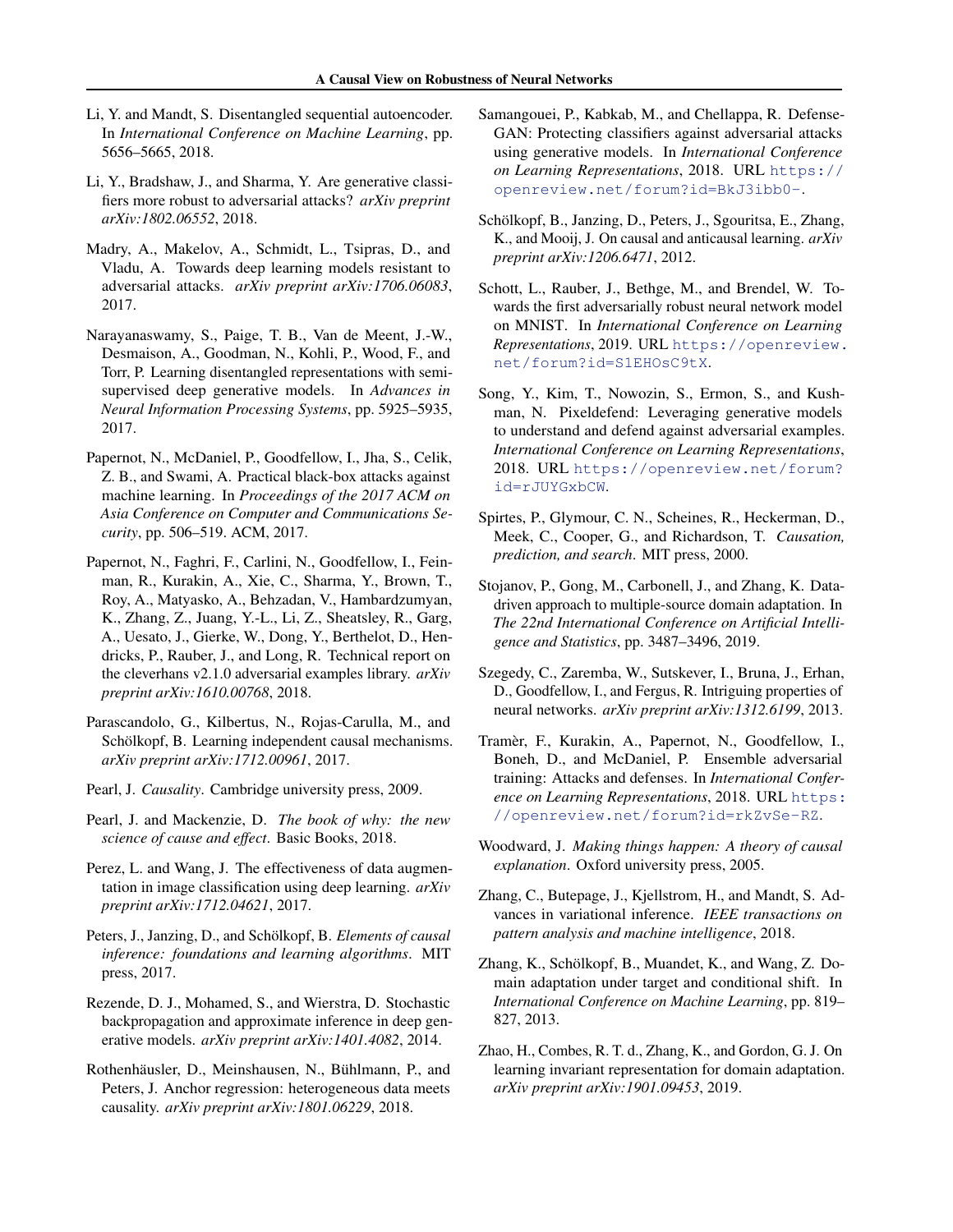Li, Y. and Mandt, S. Disentangled sequential autoencoder. In *International Conference on Machine Learning*, pp. 5656–5665, 2018.

Li, Y., Bradshaw, J., and Sharma, Y. Are generative classifiers more robust to adversarial attacks? *arXiv preprint arXiv:1802.06552*, 2018.

Madry, A., Makelov, A., Schmidt, L., Tsipras, D., and Vladu, A. Towards deep learning models resistant to adversarial attacks. *arXiv preprint arXiv:1706.06083*, 2017.

Narayanaswamy, S., Paige, T. B., Van de Meent, J.-W., Desmaison, A., Goodman, N., Kohli, P., Wood, F., and Torr, P. Learning disentangled representations with semi-supervised deep generative models. In *Advances in Neural Information Processing Systems*, pp. 5925–5935, 2017.

Papernot, N., McDaniel, P., Goodfellow, I., Jha, S., Celik, Z. B., and Swami, A. Practical black-box attacks against machine learning. In *Proceedings of the 2017 ACM on Asia Conference on Computer and Communications Security*, pp. 506–519. ACM, 2017.

Papernot, N., Faghri, F., Carlini, N., Goodfellow, I., Feinman, R., Kurakin, A., Xie, C., Sharma, Y., Brown, T., Roy, A., Matyasko, A., Behzadan, V., Hambardzumyan, K., Zhang, Z., Juang, Y.-L., Li, Z., Sheatsley, R., Garg, A., Uesato, J., Gierke, W., Dong, Y., Berthelot, D., Hendricks, P., Rauber, J., and Long, R. Technical report on the cleverhans v2.1.0 adversarial examples library. *arXiv preprint arXiv:1610.00768*, 2018.

Parascandolo, G., Kilbertus, N., Rojas-Carulla, M., and Schölkopf, B. Learning independent causal mechanisms. *arXiv preprint arXiv:1712.00961*, 2017.

Pearl, J. *Causality*. Cambridge university press, 2009.

Pearl, J. and Mackenzie, D. *The book of why: the new science of cause and effect*. Basic Books, 2018.

Perez, L. and Wang, J. The effectiveness of data augmentation in image classification using deep learning. *arXiv preprint arXiv:1712.04621*, 2017.

Peters, J., Janzing, D., and Schölkopf, B. *Elements of causal inference: foundations and learning algorithms*. MIT press, 2017.

Rezende, D. J., Mohamed, S., and Wierstra, D. Stochastic backpropagation and approximate inference in deep generative models. *arXiv preprint arXiv:1401.4082*, 2014.

Rothenhäusler, D., Meinshausen, N., Bühlmann, P., and Peters, J. Anchor regression: heterogeneous data meets causality. *arXiv preprint arXiv:1801.06229*, 2018.

Samangouei, P., Kabkab, M., and Chellappa, R. Defense-GAN: Protecting classifiers against adversarial attacks using generative models. In *International Conference on Learning Representations*, 2018. URL https://openreview.net/forum?id=BkJ3ibb0-.

Schölkopf, B., Janzing, D., Peters, J., Sgouritsa, E., Zhang, K., and Mooij, J. On causal and anticausal learning. *arXiv preprint arXiv:1206.6471*, 2012.

Schott, L., Rauber, J., Bethge, M., and Brendel, W. Towards the first adversarially robust neural network model on MNIST. In *International Conference on Learning Representations*, 2019. URL https://openreview.net/forum?id=S1EHOsC9tX.

Song, Y., Kim, T., Nowozin, S., Ermon, S., and Kushman, N. Pixeldefend: Leveraging generative models to understand and defend against adversarial examples. *International Conference on Learning Representations*, 2018. URL https://openreview.net/forum?id=rJUYGxbCW.

Spirtes, P., Glymour, C. N., Scheines, R., Heckerman, D., Meek, C., Cooper, G., and Richardson, T. *Causation, prediction, and search*. MIT press, 2000.

Stojanov, P., Gong, M., Carbonell, J., and Zhang, K. Data-driven approach to multiple-source domain adaptation. In *The 22nd International Conference on Artificial Intelligence and Statistics*, pp. 3487–3496, 2019.

Szegedy, C., Zaremba, W., Sutskever, I., Bruna, J., Erhan, D., Goodfellow, I., and Fergus, R. Intriguing properties of neural networks. *arXiv preprint arXiv:1312.6199*, 2013.

Tramèr, F., Kurakin, A., Papernot, N., Goodfellow, I., Boneh, D., and McDaniel, P. Ensemble adversarial training: Attacks and defenses. In *International Conference on Learning Representations*, 2018. URL https://openreview.net/forum?id=rkZvSe-RZ.

Woodward, J. *Making things happen: A theory of causal explanation*. Oxford university press, 2005.

Zhang, C., Butepage, J., Kjellstrom, H., and Mandt, S. Advances in variational inference. *IEEE transactions on pattern analysis and machine intelligence*, 2018.

Zhang, K., Schölkopf, B., Muandet, K., and Wang, Z. Domain adaptation under target and conditional shift. In *International Conference on Machine Learning*, pp. 819–827, 2013.

Zhao, H., Combes, R. T. d., Zhang, K., and Gordon, G. J. On learning invariant representation for domain adaptation. *arXiv preprint arXiv:1901.09453*, 2019.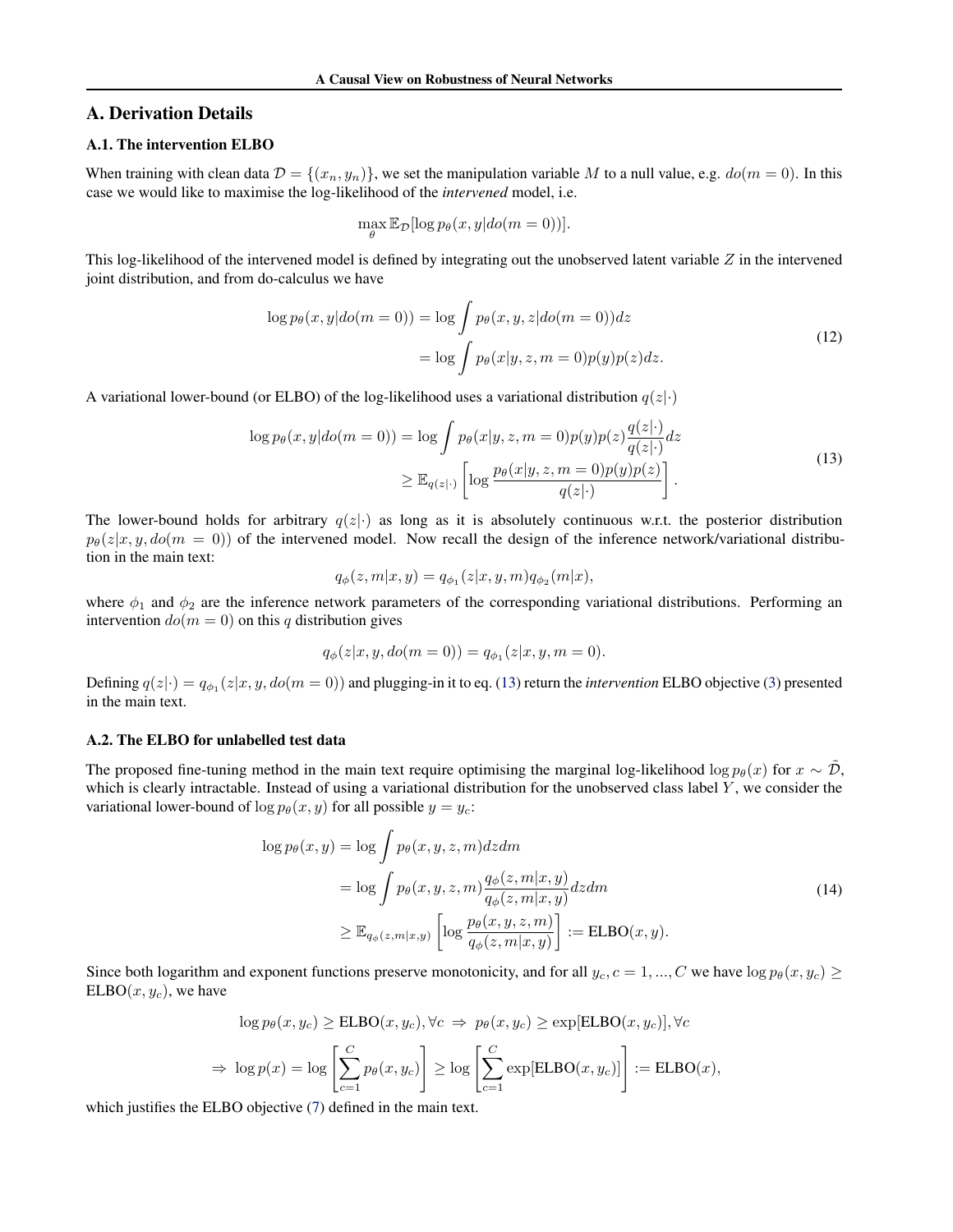# A. Derivation Details

## A.1. The intervention ELBO

When training with clean data $\mathcal{D} = \{(x_n, y_n)\}$, we set the manipulation variable $M$ to a null value, e.g. $do(m = 0)$. In this case we would like to maximise the log-likelihood of the *intervened* model, i.e.

$$\max_{\theta} \mathbb{E}_{\mathcal{D}}[\log p_\theta(x, y|do(m = 0))].$$

This log-likelihood of the intervened model is defined by integrating out the unobserved latent variable $Z$ in the intervened joint distribution, and from do-calculus we have

$$\begin{aligned} \log p_\theta(x, y|do(m = 0)) &= \log \int p_\theta(x, y, z|do(m = 0))dz \\ &= \log \int p_\theta(x|y, z, m = 0)p(y)p(z)dz. \end{aligned} \tag{12}$$

A variational lower-bound (or ELBO) of the log-likelihood uses a variational distribution $q(z|\cdot)$

$$\begin{aligned} \log p_\theta(x, y|do(m = 0)) &= \log \int p_\theta(x|y, z, m = 0)p(y)p(z)\frac{q(z|\cdot)}{q(z|\cdot)}dz \\ &\geq \mathbb{E}_{q(z|\cdot)}\left[\log \frac{p_\theta(x|y, z, m = 0)p(y)p(z)}{q(z|\cdot)}\right]. \end{aligned} \tag{13}$$

The lower-bound holds for arbitrary $q(z|\cdot)$ as long as it is absolutely continuous w.r.t. the posterior distribution $p_\theta(z|x, y, do(m = 0))$ of the intervened model. Now recall the design of the inference network/variational distribution in the main text:

$$q_\phi(z, m|x, y) = q_{\phi_1}(z|x, y, m)q_{\phi_2}(m|x),$$

where $\phi_1$ and $\phi_2$ are the inference network parameters of the corresponding variational distributions. Performing an intervention $do(m = 0)$ on this $q$ distribution gives

$$q_\phi(z|x, y, do(m = 0)) = q_{\phi_1}(z|x, y, m = 0).$$

Defining $q(z|\cdot) = q_{\phi_1}(z|x, y, do(m = 0))$ and plugging-in it to eq. (13) return the *intervention* ELBO objective (3) presented in the main text.

## A.2. The ELBO for unlabelled test data

The proposed fine-tuning method in the main text require optimising the marginal log-likelihood $\log p_\theta(x)$ for $x \sim \tilde{\mathcal{D}}$, which is clearly intractable. Instead of using a variational distribution for the unobserved class label $Y$, we consider the variational lower-bound of $\log p_\theta(x, y)$ for all possible $y = y_c$:

$$\begin{aligned} \log p_\theta(x, y) &= \log \int p_\theta(x, y, z, m)dzdm \\ &= \log \int p_\theta(x, y, z, m)\frac{q_\phi(z, m|x, y)}{q_\phi(z, m|x, y)}dzdm \\ &\geq \mathbb{E}_{q_\phi(z,m|x,y)}\left[\log \frac{p_\theta(x, y, z, m)}{q_\phi(z, m|x, y)}\right] := \text{ELBO}(x, y). \end{aligned} \tag{14}$$

Since both logarithm and exponent functions preserve monotonicity, and for all $y_c, c = 1, ..., C$ we have $\log p_\theta(x, y_c) \geq \text{ELBO}(x, y_c)$, we have

$$\log p_\theta(x, y_c) \geq \text{ELBO}(x, y_c), \forall c \;\Rightarrow\; p_\theta(x, y_c) \geq \exp[\text{ELBO}(x, y_c)], \forall c$$

$$\Rightarrow\; \log p(x) = \log\left[\sum_{c=1}^{C} p_\theta(x, y_c)\right] \geq \log\left[\sum_{c=1}^{C} \exp[\text{ELBO}(x, y_c)]\right] := \text{ELBO}(x),$$

which justifies the ELBO objective (7) defined in the main text.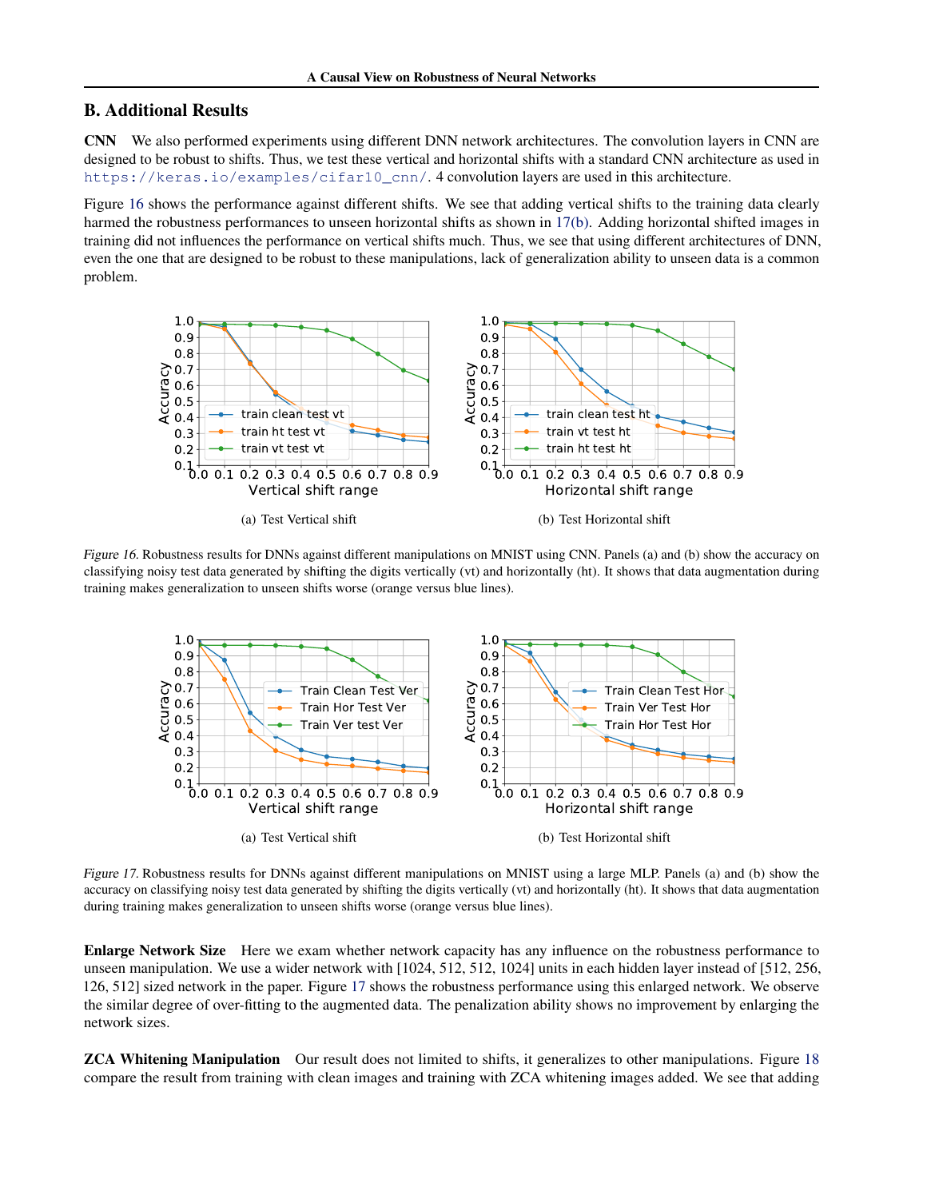## B. Additional Results

**CNN** We also performed experiments using different DNN network architectures. The convolution layers in CNN are designed to be robust to shifts. Thus, we test these vertical and horizontal shifts with a standard CNN architecture as used in https://keras.io/examples/cifar10_cnn/. 4 convolution layers are used in this architecture.

Figure 16 shows the performance against different shifts. We see that adding vertical shifts to the training data clearly harmed the robustness performances to unseen horizontal shifts as shown in 17(b). Adding horizontal shifted images in training did not influences the performance on vertical shifts much. Thus, we see that using different architectures of DNN, even the one that are designed to be robust to these manipulations, lack of generalization ability to unseen data is a common problem.

(a) Test Vertical shift

(b) Test Horizontal shift

*Figure 16.* Robustness results for DNNs against different manipulations on MNIST using CNN. Panels (a) and (b) show the accuracy on classifying noisy test data generated by shifting the digits vertically (vt) and horizontally (ht). It shows that data augmentation during training makes generalization to unseen shifts worse (orange versus blue lines).

(a) Test Vertical shift

(b) Test Horizontal shift

*Figure 17.* Robustness results for DNNs against different manipulations on MNIST using a large MLP. Panels (a) and (b) show the accuracy on classifying noisy test data generated by shifting the digits vertically (vt) and horizontally (ht). It shows that data augmentation during training makes generalization to unseen shifts worse (orange versus blue lines).

**Enlarge Network Size** Here we exam whether network capacity has any influence on the robustness performance to unseen manipulation. We use a wider network with [1024, 512, 512, 1024] units in each hidden layer instead of [512, 256, 126, 512] sized network in the paper. Figure 17 shows the robustness performance using this enlarged network. We observe the similar degree of over-fitting to the augmented data. The penalization ability shows no improvement by enlarging the network sizes.

**ZCA Whitening Manipulation** Our result does not limited to shifts, it generalizes to other manipulations. Figure 18 compare the result from training with clean images and training with ZCA whitening images added. We see that adding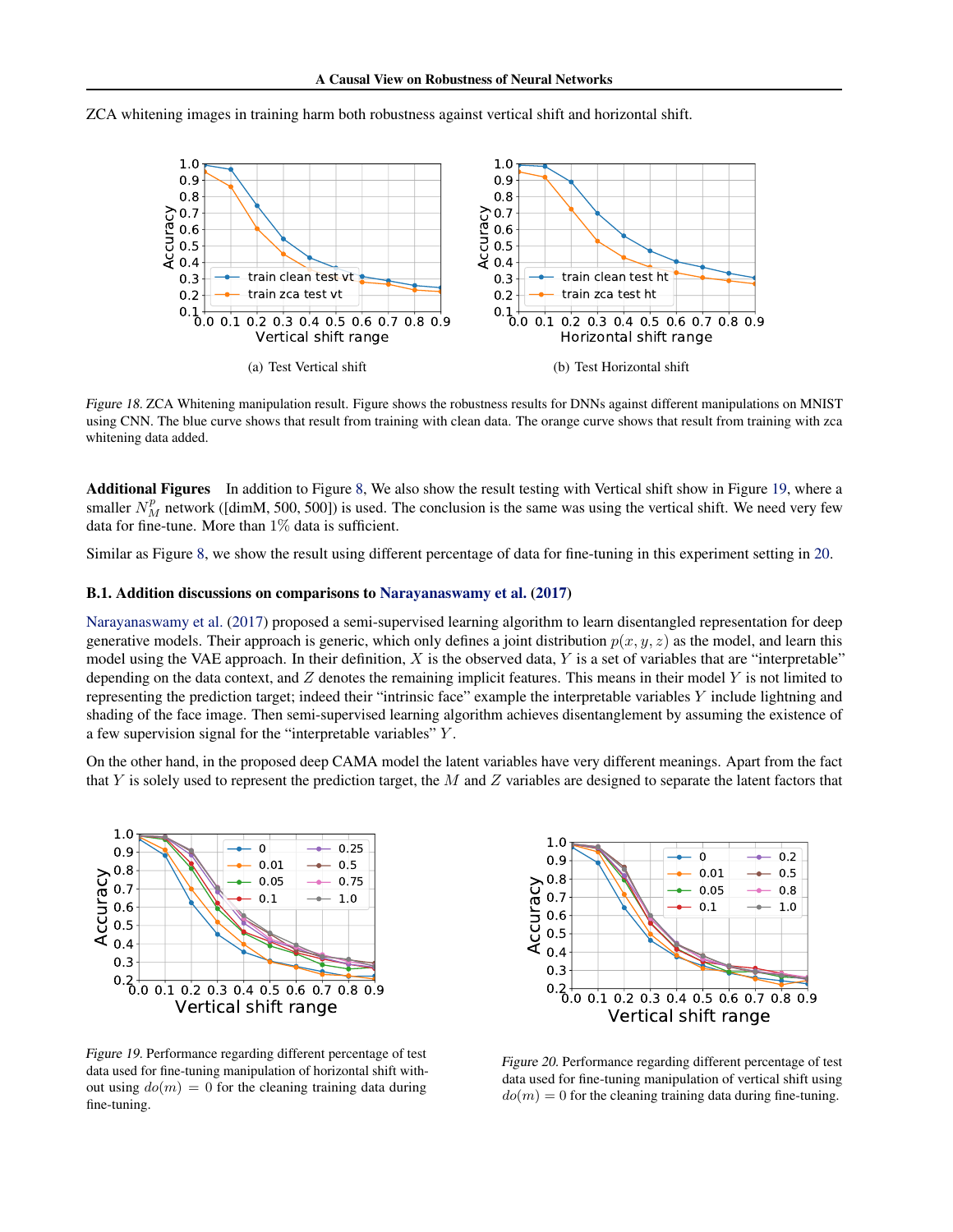ZCA whitening images in training harm both robustness against vertical shift and horizontal shift.

(a) Test Vertical shift

(b) Test Horizontal shift

*Figure 18.* ZCA Whitening manipulation result. Figure shows the robustness results for DNNs against different manipulations on MNIST using CNN. The blue curve shows that result from training with clean data. The orange curve shows that result from training with zca whitening data added.

**Additional Figures** In addition to Figure 8, We also show the result testing with Vertical shift show in Figure 19, where a smaller $N_M^p$ network ([dimM, 500, 500]) is used. The conclusion is the same was using the vertical shift. We need very few data for fine-tune. More than $1\%$ data is sufficient.

Similar as Figure 8, we show the result using different percentage of data for fine-tuning in this experiment setting in 20.

### B.1. Addition discussions on comparisons to Narayanaswamy et al. (2017)

Narayanaswamy et al. (2017) proposed a semi-supervised learning algorithm to learn disentangled representation for deep generative models. Their approach is generic, which only defines a joint distribution $p(x, y, z)$ as the model, and learn this model using the VAE approach. In their definition, $X$ is the observed data, $Y$ is a set of variables that are "interpretable" depending on the data context, and $Z$ denotes the remaining implicit features. This means in their model $Y$ is not limited to representing the prediction target; indeed their "intrinsic face" example the interpretable variables $Y$ include lightning and shading of the face image. Then semi-supervised learning algorithm achieves disentanglement by assuming the existence of a few supervision signal for the "interpretable variables" $Y$.

On the other hand, in the proposed deep CAMA model the latent variables have very different meanings. Apart from the fact that $Y$ is solely used to represent the prediction target, the $M$ and $Z$ variables are designed to separate the latent factors that

*Figure 19.* Performance regarding different percentage of test data used for fine-tuning manipulation of horizontal shift without using $do(m) = 0$ for the cleaning training data during fine-tuning.

*Figure 20.* Performance regarding different percentage of test data used for fine-tuning manipulation of vertical shift using $do(m) = 0$ for the cleaning training data during fine-tuning.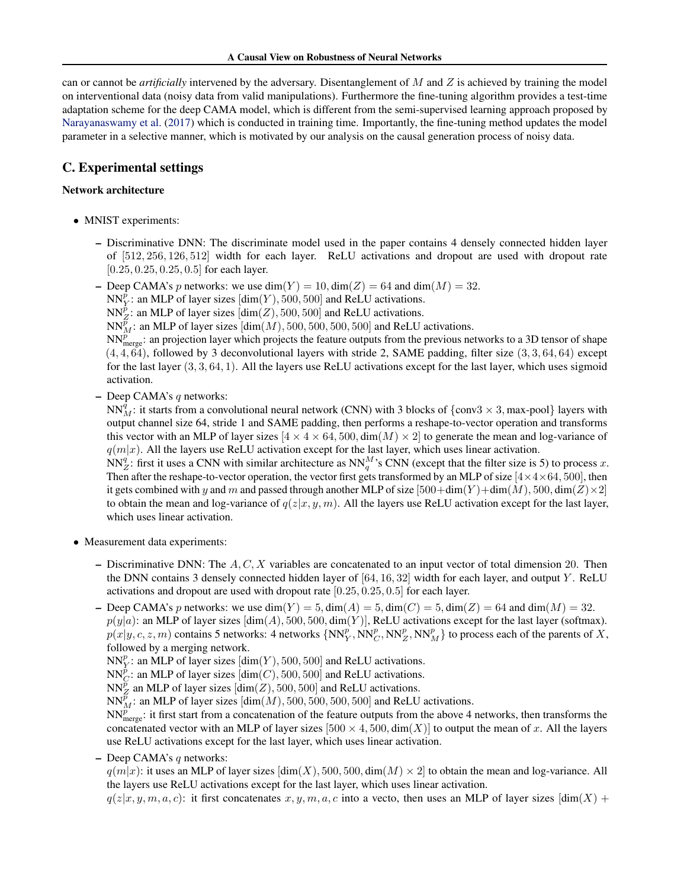can or cannot be *artificially* intervened by the adversary. Disentanglement of $M$ and $Z$ is achieved by training the model on interventional data (noisy data from valid manipulations). Furthermore the fine-tuning algorithm provides a test-time adaptation scheme for the deep CAMA model, which is different from the semi-supervised learning approach proposed by Narayanaswamy et al. (2017) which is conducted in training time. Importantly, the fine-tuning method updates the model parameter in a selective manner, which is motivated by our analysis on the causal generation process of noisy data.

## C. Experimental settings

### Network architecture

- MNIST experiments:
  - Discriminative DNN: The discriminate model used in the paper contains 4 densely connected hidden layer of $[512, 256, 126, 512]$ width for each layer. ReLU activations and dropout are used with dropout rate $[0.25, 0.25, 0.25, 0.5]$ for each layer.
  - Deep CAMA's $p$ networks: we use $\dim(Y) = 10, \dim(Z) = 64$ and $\dim(M) = 32$.
    $\text{NN}^p_Y$: an MLP of layer sizes $[\dim(Y), 500, 500]$ and ReLU activations.
    $\text{NN}^p_Z$: an MLP of layer sizes $[\dim(Z), 500, 500]$ and ReLU activations.
    $\text{NN}^p_M$: an MLP of layer sizes $[\dim(M), 500, 500, 500, 500]$ and ReLU activations.
    $\text{NN}^p_{\text{merge}}$: an projection layer which projects the feature outputs from the previous networks to a 3D tensor of shape $(4, 4, 64)$, followed by 3 deconvolutional layers with stride 2, SAME padding, filter size $(3, 3, 64, 64)$ except for the last layer $(3, 3, 64, 1)$. All the layers use ReLU activations except for the last layer, which uses sigmoid activation.
  - Deep CAMA's $q$ networks:
    $\text{NN}^q_M$: it starts from a convolutional neural network (CNN) with 3 blocks of $\{\text{conv}3 \times 3, \text{max-pool}\}$ layers with output channel size 64, stride 1 and SAME padding, then performs a reshape-to-vector operation and transforms this vector with an MLP of layer sizes $[4 \times 4 \times 64, 500, \dim(M) \times 2]$ to generate the mean and log-variance of $q(m|x)$. All the layers use ReLU activation except for the last layer, which uses linear activation.
    $\text{NN}^q_Z$: first it uses a CNN with similar architecture as $\text{NN}^M_q$'s CNN (except that the filter size is 5) to process $x$. Then after the reshape-to-vector operation, the vector first gets transformed by an MLP of size $[4 \times 4 \times 64, 500]$, then it gets combined with $y$ and $m$ and passed through another MLP of size $[500 + \dim(Y) + \dim(M), 500, \dim(Z) \times 2]$ to obtain the mean and log-variance of $q(z|x, y, m)$. All the layers use ReLU activation except for the last layer, which uses linear activation.
- Measurement data experiments:
  - Discriminative DNN: The $A, C, X$ variables are concatenated to an input vector of total dimension 20. Then the DNN contains 3 densely connected hidden layer of $[64, 16, 32]$ width for each layer, and output $Y$. ReLU activations and dropout are used with dropout rate $[0.25, 0.25, 0.5]$ for each layer.
  - Deep CAMA's $p$ networks: we use $\dim(Y) = 5, \dim(A) = 5, \dim(C) = 5, \dim(Z) = 64$ and $\dim(M) = 32$.
    $p(y|a)$: an MLP of layer sizes $[\dim(A), 500, 500, \dim(Y)]$, ReLU activations except for the last layer (softmax).
    $p(x|y, c, z, m)$ contains 5 networks: 4 networks $\{\text{NN}^p_Y, \text{NN}^p_C, \text{NN}^p_Z, \text{NN}^p_M\}$ to process each of the parents of $X$, followed by a merging network.
    $\text{NN}^p_Y$: an MLP of layer sizes $[\dim(Y), 500, 500]$ and ReLU activations.
    $\text{NN}^p_C$: an MLP of layer sizes $[\dim(C), 500, 500]$ and ReLU activations.
    $\text{NN}^p_Z$ an MLP of layer sizes $[\dim(Z), 500, 500]$ and ReLU activations.
    $\text{NN}^p_M$: an MLP of layer sizes $[\dim(M), 500, 500, 500, 500]$ and ReLU activations.
    $\text{NN}^p_{\text{merge}}$: it first start from a concatenation of the feature outputs from the above 4 networks, then transforms the concatenated vector with an MLP of layer sizes $[500 \times 4, 500, \dim(X)]$ to output the mean of $x$. All the layers use ReLU activations except for the last layer, which uses linear activation.
  - Deep CAMA's $q$ networks:
    $q(m|x)$: it uses an MLP of layer sizes $[\dim(X), 500, 500, \dim(M) \times 2]$ to obtain the mean and log-variance. All the layers use ReLU activations except for the last layer, which uses linear activation.
    $q(z|x, y, m, a, c)$: it first concatenates $x, y, m, a, c$ into a vecto, then uses an MLP of layer sizes $[\dim(X) +$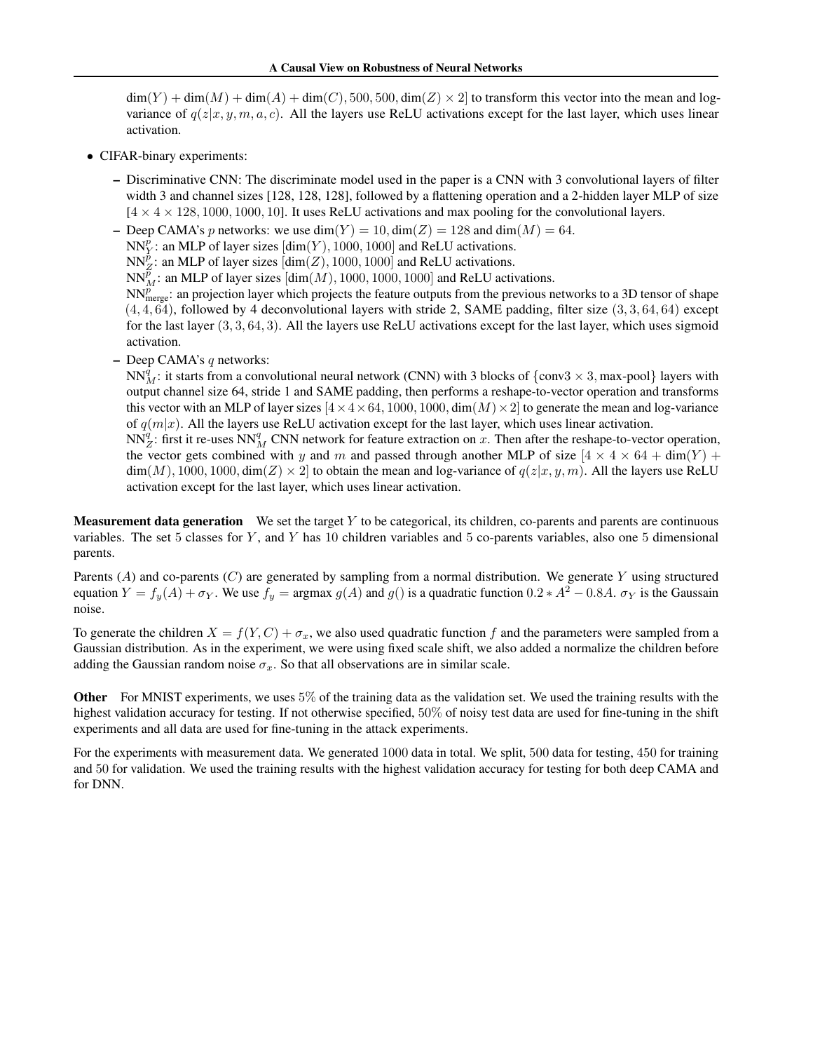$\dim(Y) + \dim(M) + \dim(A) + \dim(C), 500, 500, \dim(Z) \times 2]$ to transform this vector into the mean and log-variance of $q(z|x, y, m, a, c)$. All the layers use ReLU activations except for the last layer, which uses linear activation.

- CIFAR-binary experiments:
  - Discriminative CNN: The discriminate model used in the paper is a CNN with 3 convolutional layers of filter width 3 and channel sizes [128, 128, 128], followed by a flattening operation and a 2-hidden layer MLP of size $[4 \times 4 \times 128, 1000, 1000, 10]$. It uses ReLU activations and max pooling for the convolutional layers.
  - Deep CAMA's $p$ networks: we use $\dim(Y) = 10, \dim(Z) = 128$ and $\dim(M) = 64$.
    $\text{NN}^p_Y$: an MLP of layer sizes $[\dim(Y), 1000, 1000]$ and ReLU activations.
    $\text{NN}^p_Z$: an MLP of layer sizes $[\dim(Z), 1000, 1000]$ and ReLU activations.
    $\text{NN}^p_M$: an MLP of layer sizes $[\dim(M), 1000, 1000, 1000]$ and ReLU activations.
    $\text{NN}^p_{\text{merge}}$: an projection layer which projects the feature outputs from the previous networks to a 3D tensor of shape $(4, 4, 64)$, followed by 4 deconvolutional layers with stride 2, SAME padding, filter size $(3, 3, 64, 64)$ except for the last layer $(3, 3, 64, 3)$. All the layers use ReLU activations except for the last layer, which uses sigmoid activation.
  - Deep CAMA's $q$ networks:
    $\text{NN}^q_M$: it starts from a convolutional neural network (CNN) with 3 blocks of $\{\text{conv}3 \times 3, \text{max-pool}\}$ layers with output channel size 64, stride 1 and SAME padding, then performs a reshape-to-vector operation and transforms this vector with an MLP of layer sizes $[4 \times 4 \times 64, 1000, 1000, \dim(M) \times 2]$ to generate the mean and log-variance of $q(m|x)$. All the layers use ReLU activation except for the last layer, which uses linear activation.
    $\text{NN}^q_Z$: first it re-uses $\text{NN}^q_M$ CNN network for feature extraction on $x$. Then after the reshape-to-vector operation, the vector gets combined with $y$ and $m$ and passed through another MLP of size $[4 \times 4 \times 64 + \dim(Y) + \dim(M), 1000, 1000, \dim(Z) \times 2]$ to obtain the mean and log-variance of $q(z|x, y, m)$. All the layers use ReLU activation except for the last layer, which uses linear activation.

**Measurement data generation** We set the target $Y$ to be categorical, its children, co-parents and parents are continuous variables. The set 5 classes for $Y$, and $Y$ has 10 children variables and 5 co-parents variables, also one 5 dimensional parents.

Parents ($A$) and co-parents ($C$) are generated by sampling from a normal distribution. We generate $Y$ using structured equation $Y = f_y(A) + \sigma_Y$. We use $f_y = \text{argmax}\, g(A)$ and $g()$ is a quadratic function $0.2 * A^2 - 0.8A$. $\sigma_Y$ is the Gaussain noise.

To generate the children $X = f(Y, C) + \sigma_x$, we also used quadratic function $f$ and the parameters were sampled from a Gaussian distribution. As in the experiment, we were using fixed scale shift, we also added a normalize the children before adding the Gaussian random noise $\sigma_x$. So that all observations are in similar scale.

**Other** For MNIST experiments, we uses 5% of the training data as the validation set. We used the training results with the highest validation accuracy for testing. If not otherwise specified, 50% of noisy test data are used for fine-tuning in the shift experiments and all data are used for fine-tuning in the attack experiments.

For the experiments with measurement data. We generated 1000 data in total. We split, 500 data for testing, 450 for training and 50 for validation. We used the training results with the highest validation accuracy for testing for both deep CAMA and for DNN.